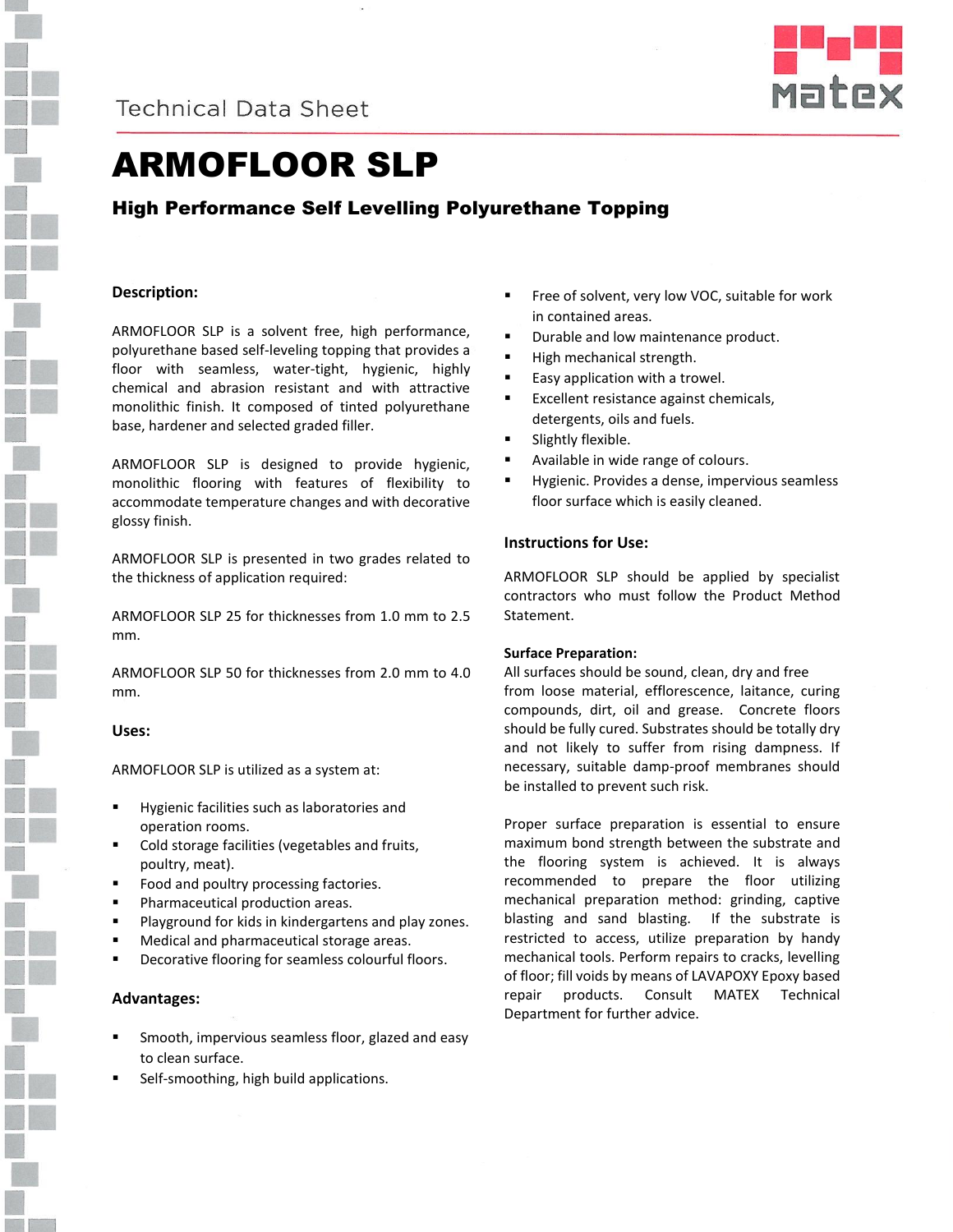Technical Data Sheet

# ARMOFLOOR SLP

## High Performance Self Levelling Polyurethane Topping

### Description:

ARMOFLOOR SLP is a solvent free, high performance, polyurethane based self-leveling topping that provides a floor with seamless, water-tight, hygienic, highly chemical and abrasion resistant and with attractive monolithic finish. It composed of tinted polyurethane base, hardener and selected graded filler.

ARMOFLOOR SLP is designed to provide hygienic, monolithic flooring with features of flexibility to accommodate temperature changes and with decorative glossy finish.

ARMOFLOOR SLP is presented in two grades related to the thickness of application required:

ARMOFLOOR SLP 25 for thicknesses from 1.0 mm to 2.5 mm.

ARMOFLOOR SLP 50 for thicknesses from 2.0 mm to 4.0 mm.

### Uses:

ARMOFLOOR SLP is utilized as a system at:

- Hygienic facilities such as laboratories and operation rooms.
- Cold storage facilities (vegetables and fruits, poultry, meat).
- Food and poultry processing factories.
- Pharmaceutical production areas.
- Playground for kids in kindergartens and play zones.
- Medical and pharmaceutical storage areas.
- Decorative flooring for seamless colourful floors.

### Advantages:

- Smooth, impervious seamless floor, glazed and easy to clean surface.
- Self-smoothing, high build applications.
- Free of solvent, very low VOC, suitable for work in contained areas.
- Durable and low maintenance product.
- High mechanical strength.
- Easy application with a trowel.
- Excellent resistance against chemicals, detergents, oils and fuels.
- Slightly flexible.
- Available in wide range of colours.
- Hygienic. Provides a dense, impervious seamless floor surface which is easily cleaned.

### Instructions for Use:

ARMOFLOOR SLP should be applied by specialist contractors who must follow the Product Method Statement.

**Surface Preparation:**

All surfaces should be sound, clean, dry and free from loose material, efflorescence, laitance, curing compounds, dirt, oil and grease. Concrete floors should be fully cured. Substrates should be totally dry and not likely to suffer from rising dampness. If necessary, suitable damp-proof membranes should be installed to prevent such risk.

Proper surface preparation is essential to ensure maximum bond strength between the substrate and the flooring system is achieved. It is always recommended to prepare the floor utilizing mechanical preparation method: grinding, captive blasting and sand blasting. If the substrate is restricted to access, utilize preparation by handy mechanical tools. Perform repairs to cracks, levelling of floor; fill voids by means of LAVAPOXY Epoxy based repair products. Consult MATEX Technical Department for further advice.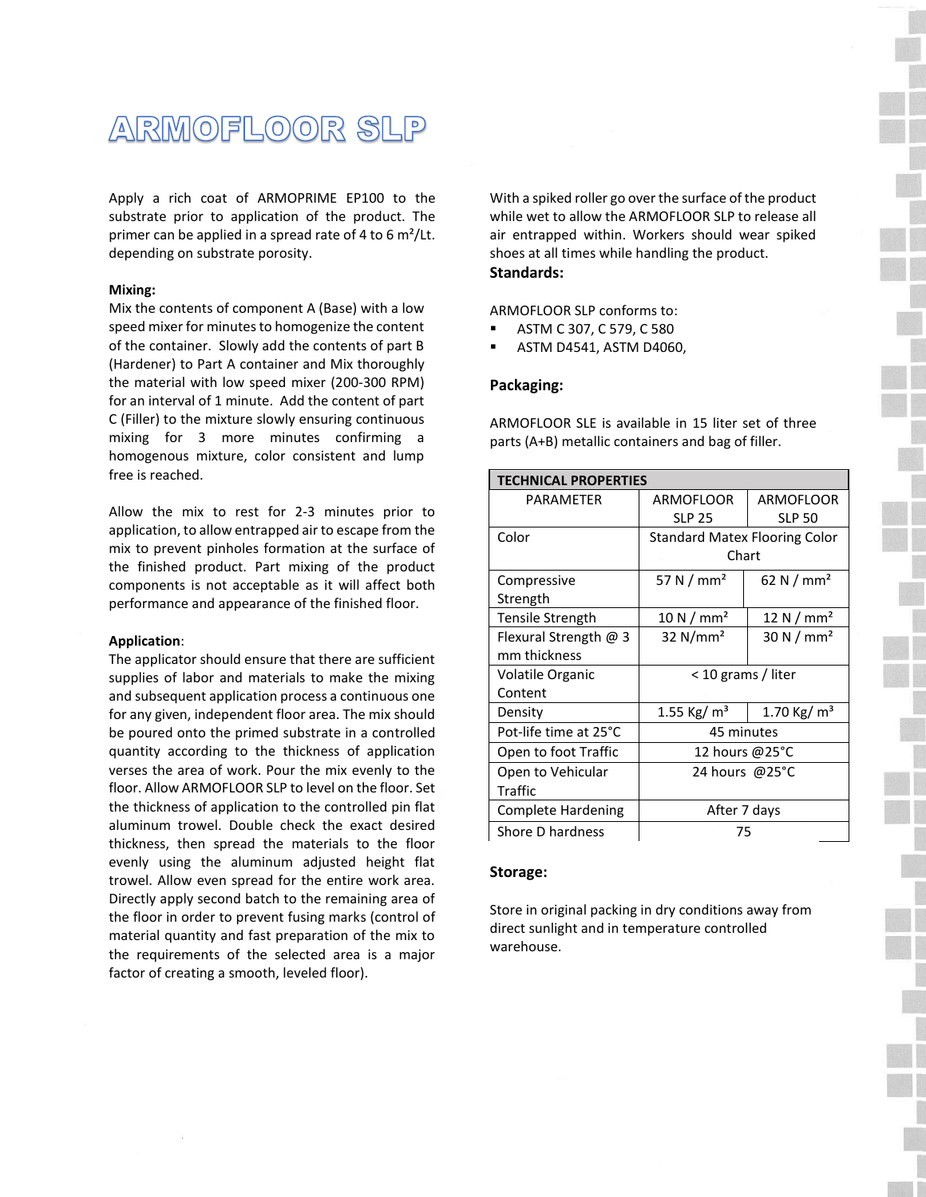# ARMOFLOOR SLP

Apply a rich coat of ARMOPRIME EP100 to the substrate prior to application of the product. The primer can be applied in a spread rate of 4 to 6 m²/Lt. depending on substrate porosity.

**Mixing:**

Mix the contents of component A (Base) with a low speed mixer for minutes to homogenize the content of the container. Slowly add the contents of part B (Hardener) to Part A container and Mix thoroughly the material with low speed mixer (200-300 RPM) for an interval of 1 minute. Add the content of part C (Filler) to the mixture slowly ensuring continuous mixing for 3 more minutes confirming a homogenous mixture, color consistent and lump free is reached.

Allow the mix to rest for 2-3 minutes prior to application, to allow entrapped air to escape from the mix to prevent pinholes formation at the surface of the finished product. Part mixing of the product components is not acceptable as it will affect both performance and appearance of the finished floor.

**Application**:

The applicator should ensure that there are sufficient supplies of labor and materials to make the mixing and subsequent application process a continuous one for any given, independent floor area. The mix should be poured onto the primed substrate in a controlled quantity according to the thickness of application verses the area of work. Pour the mix evenly to the floor. Allow ARMOFLOOR SLP to level on the floor. Set the thickness of application to the controlled pin flat aluminum trowel. Double check the exact desired thickness, then spread the materials to the floor evenly using the aluminum adjusted height flat trowel. Allow even spread for the entire work area. Directly apply second batch to the remaining area of the floor in order to prevent fusing marks (control of material quantity and fast preparation of the mix to the requirements of the selected area is a major factor of creating a smooth, leveled floor).

With a spiked roller go over the surface of the product while wet to allow the ARMOFLOOR SLP to release all air entrapped within. Workers should wear spiked shoes at all times while handling the product.

**Standards:**

ARMOFLOOR SLP conforms to:

- ASTM C 307, C 579, C 580
- ASTM D4541, ASTM D4060,

**Packaging:**

ARMOFLOOR SLE is available in 15 liter set of three parts (A+B) metallic containers and bag of filler.

| TECHNICAL PROPERTIES | | |
|---|---|---|
| PARAMETER | ARMOFLOOR SLP 25 | ARMOFLOOR SLP 50 |
| Color | Standard Matex Flooring Color Chart | |
| Compressive Strength | 57 N / mm² | 62 N / mm² |
| Tensile Strength | 10 N / mm² | 12 N / mm² |
| Flexural Strength @ 3 mm thickness | 32 N/mm² | 30 N / mm² |
| Volatile Organic Content | < 10 grams / liter | |
| Density | 1.55 Kg/ m³ | 1.70 Kg/ m³ |
| Pot-life time at 25°C | 45 minutes | |
| Open to foot Traffic | 12 hours @25°C | |
| Open to Vehicular Traffic | 24 hours @25°C | |
| Complete Hardening | After 7 days | |
| Shore D hardness | 75 | |

**Storage:**

Store in original packing in dry conditions away from direct sunlight and in temperature controlled warehouse.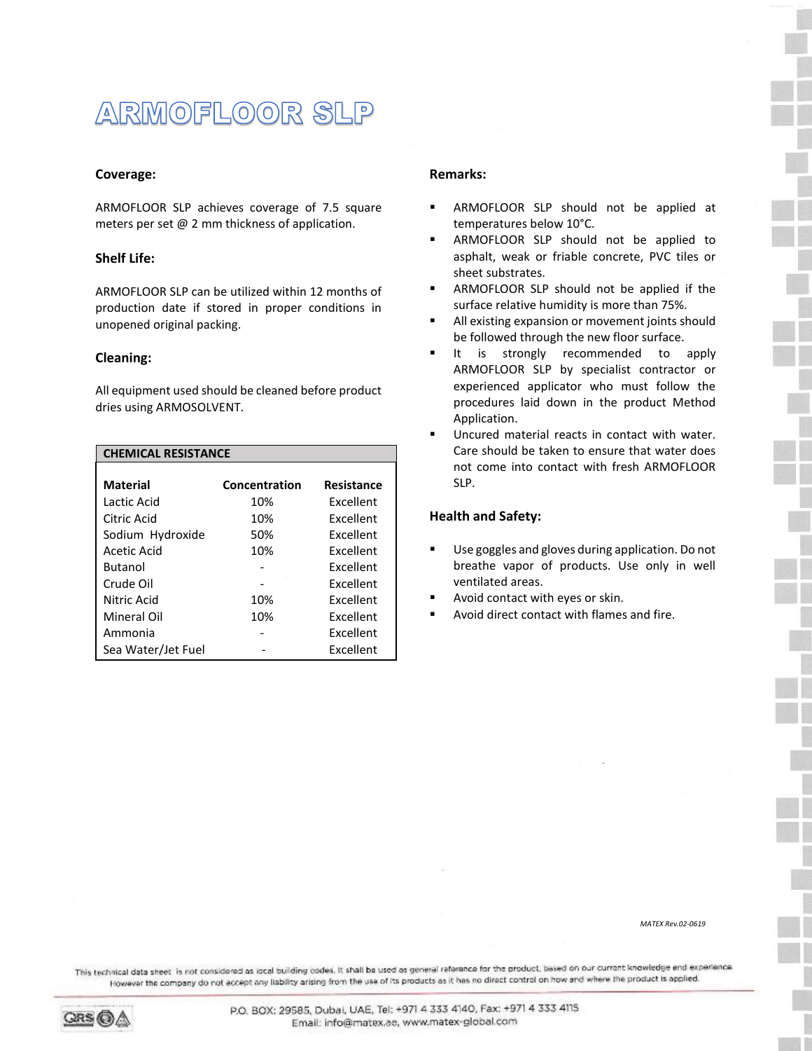# ARMOFLOOR SLP

## Coverage:

ARMOFLOOR SLP achieves coverage of 7.5 square meters per set @ 2 mm thickness of application.

## Shelf Life:

ARMOFLOOR SLP can be utilized within 12 months of production date if stored in proper conditions in unopened original packing.

## Cleaning:

All equipment used should be cleaned before product dries using ARMOSOLVENT.

**CHEMICAL RESISTANCE**

| Material | Concentration | Resistance |
|---|---|---|
| Lactic Acid | 10% | Excellent |
| Citric Acid | 10% | Excellent |
| Sodium Hydroxide | 50% | Excellent |
| Acetic Acid | 10% | Excellent |
| Butanol | - | Excellent |
| Crude Oil | - | Excellent |
| Nitric Acid | 10% | Excellent |
| Mineral Oil | 10% | Excellent |
| Ammonia | - | Excellent |
| Sea Water/Jet Fuel | - | Excellent |

## Remarks:

- ARMOFLOOR SLP should not be applied at temperatures below 10°C.
- ARMOFLOOR SLP should not be applied to asphalt, weak or friable concrete, PVC tiles or sheet substrates.
- ARMOFLOOR SLP should not be applied if the surface relative humidity is more than 75%.
- All existing expansion or movement joints should be followed through the new floor surface.
- It is strongly recommended to apply ARMOFLOOR SLP by specialist contractor or experienced applicator who must follow the procedures laid down in the product Method Application.
- Uncured material reacts in contact with water. Care should be taken to ensure that water does not come into contact with fresh ARMOFLOOR SLP.

## Health and Safety:

- Use goggles and gloves during application. Do not breathe vapor of products. Use only in well ventilated areas.
- Avoid contact with eyes or skin.
- Avoid direct contact with flames and fire.

*MATEX Rev.02-0619*

This technical data sheet is not considered as local building codes. It shall be used as general reference for the product, based on our current knowledge and experience. However the company do not accept any liability arising from the use of its products as it has no direct control on how and where the product is applied.

P.O. BOX: 29585, Dubai, UAE, Tel: +971 4 333 4140, Fax: +971 4 333 4115
Email: info@matex.ae, www.matex-global.com